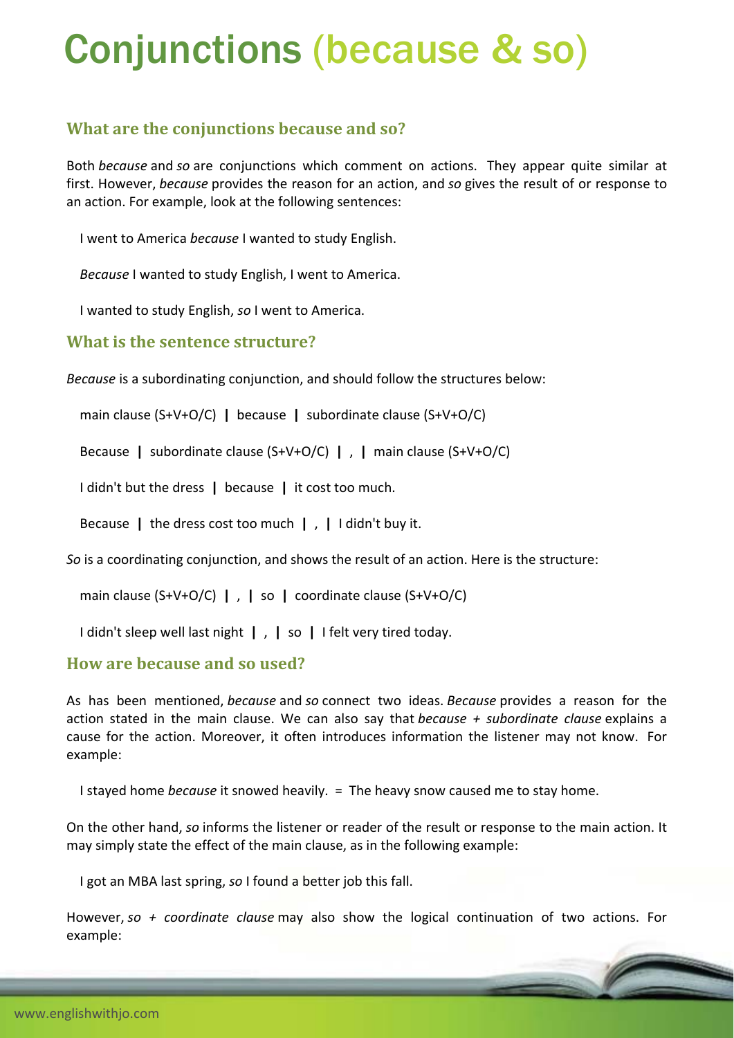# Conjunctions (because & so)

## What are the conjunctions because and so?

Both *because* and *so* are conjunctions which comment on actions. They appear quite similar at first. However, *because* provides the reason for an action, and *so* gives the result of or response to an action. For example, look at the following sentences:

I went to America *because* I wanted to study English.

*Because* I wanted to study English, I went to America.

I wanted to study English, *so* I went to America.

## What is the sentence structure?

*Because* is a subordinating conjunction, and should follow the structures below:

main clause (S+V+O/C) **|** because **|** subordinate clause (S+V+O/C)

Because **|** subordinate clause (S+V+O/C) **|** , **|** main clause (S+V+O/C)

I didn't but the dress **|** because **|** it cost too much.

Because **|** the dress cost too much **|** , **|** I didn't buy it.

*So* is a coordinating conjunction, and shows the result of an action. Here is the structure:

main clause (S+V+O/C) **|** , **|** so **|** coordinate clause (S+V+O/C)

I didn't sleep well last night **|** , **|** so **|** I felt very tired today.

## How are because and so used?

As has been mentioned, *because* and *so* connect two ideas. *Because* provides a reason for the action stated in the main clause. We can also say that *because + subordinate clause* explains a cause for the action. Moreover, it often introduces information the listener may not know. For example:

I stayed home *because* it snowed heavily. = The heavy snow caused me to stay home.

On the other hand, *so* informs the listener or reader of the result or response to the main action. It may simply state the effect of the main clause, as in the following example:

I got an MBA last spring, *so* I found a better job this fall.

However, *so + coordinate clause* may also show the logical continuation of two actions. For example: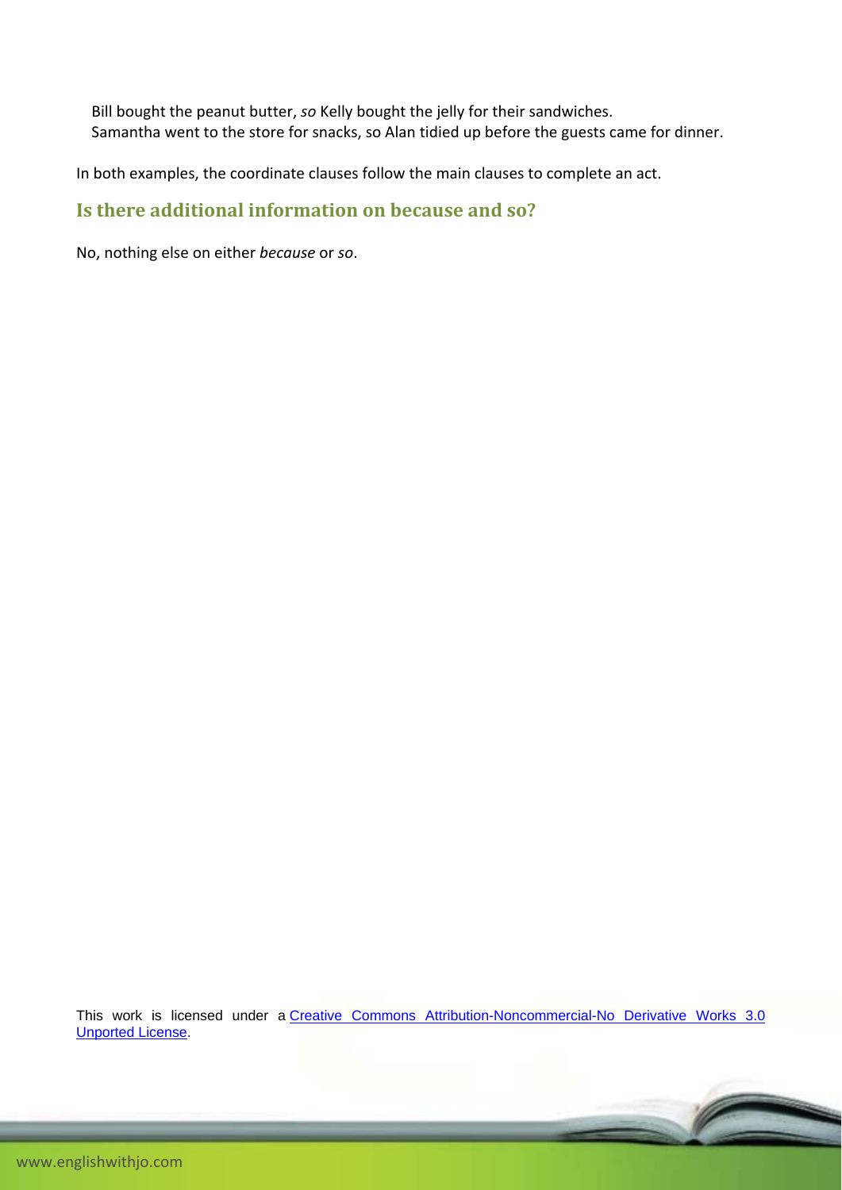Bill bought the peanut butter, *so* Kelly bought the jelly for their sandwiches.
Samantha went to the store for snacks, so Alan tidied up before the guests came for dinner.

In both examples, the coordinate clauses follow the main clauses to complete an act.

## Is there additional information on because and so?

No, nothing else on either *because* or *so*.

This work is licensed under a [Creative Commons Attribution-Noncommercial-No Derivative Works 3.0 Unported License](http://creativecommons.org/licenses/by-nc-nd/3.0/).